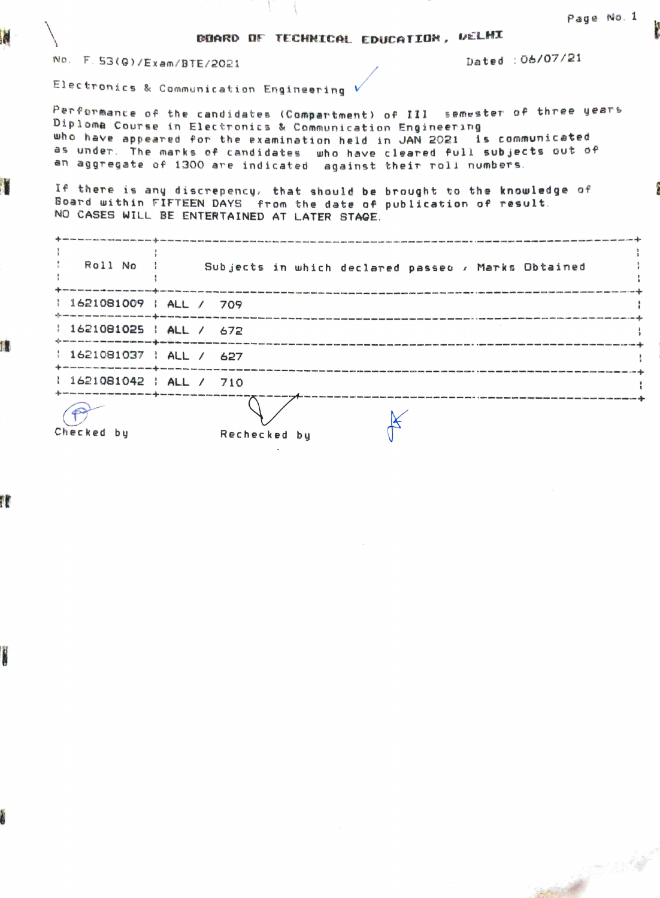# BOARD OF TECHNICAL EDUCATION, DELHI

No. F.53(G)/Exam/BTE/2021 Dated : 06/07/21

Electronics & Communication Engineering

Performance of the candidates (Compartment) of III semester of three years Diploma Course in Electronics & Communication Engineering who have appeared for the examination held in JAN 2021 is communicated as under. The marks of candidates who have cleared full subjects out of an aggregate of 1300 are indicated against their roll numbers.

If there is any discrepency, that should be brought to the knowledge of Board within FIFTEEN DAYS from the date of publication of result. NO CASES WILL BE ENTERTAINED AT LATER STAGE.

| Roll No | Subjects in which declared passed / Marks Obtained |
|---|---|
| 1621081009 | ALL / 709 |
| 1621081025 | ALL / 672 |
| 1621081037 | ALL / 627 |
| 1621081042 | ALL / 710 |

Checked by Rechecked by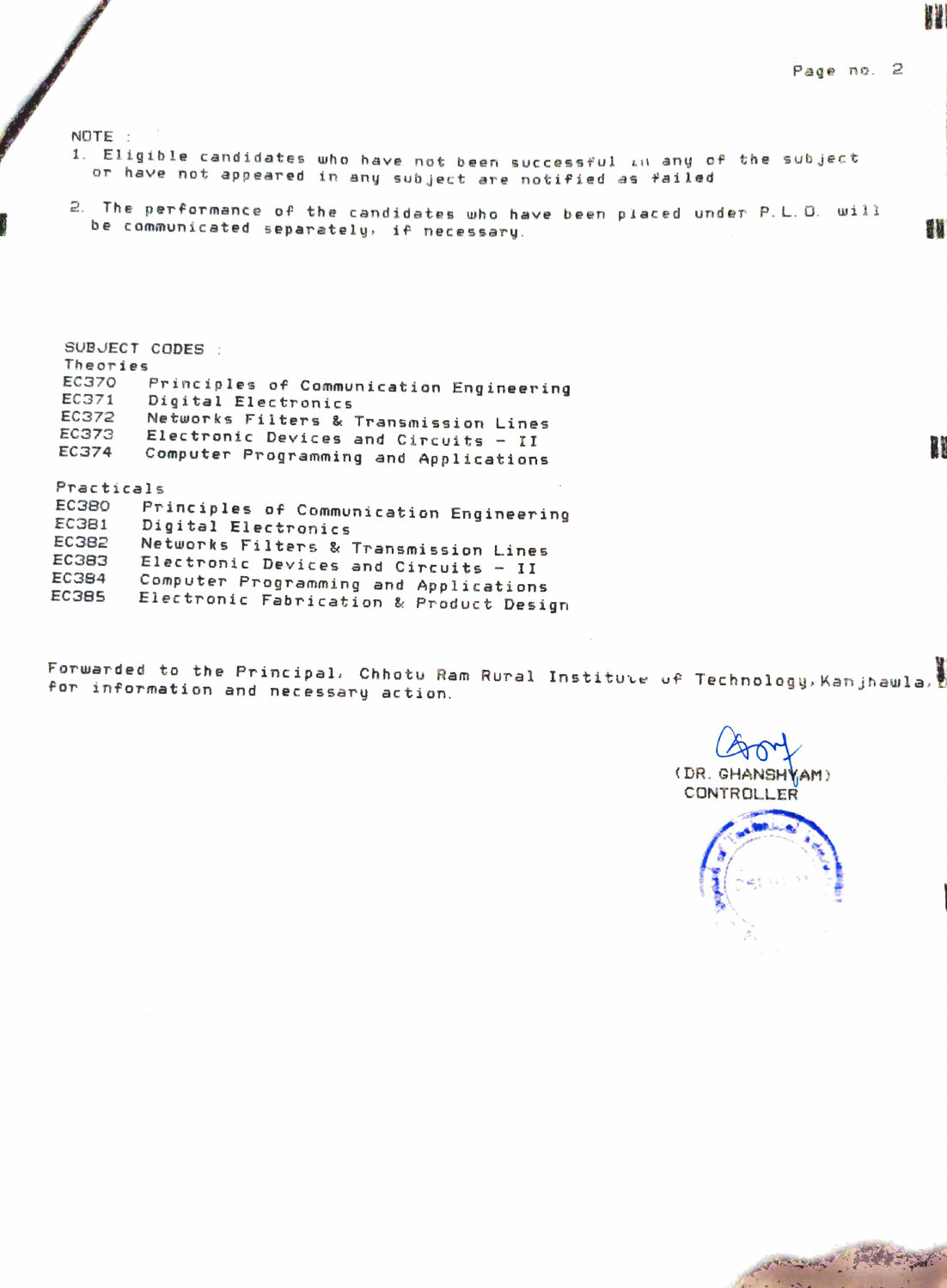NOTE :

1. Eligible candidates who have not been successful in any of the subject or have not appeared in any subject are notified as failed
2. The performance of the candidates who have been placed under P.L.D. will be communicated separately, if necessary.

SUBJECT CODES :

Theories

| | |
|---|---|
| EC370 | Principles of Communication Engineering |
| EC371 | Digital Electronics |
| EC372 | Networks Filters & Transmission Lines |
| EC373 | Electronic Devices and Circuits - II |
| EC374 | Computer Programming and Applications |

Practicals

| | |
|---|---|
| EC380 | Principles of Communication Engineering |
| EC381 | Digital Electronics |
| EC382 | Networks Filters & Transmission Lines |
| EC383 | Electronic Devices and Circuits - II |
| EC384 | Computer Programming and Applications |
| EC385 | Electronic Fabrication & Product Design |

Forwarded to the Principal, Chhotu Ram Rural Institute of Technology, Kanjhawla, for information and necessary action.

(DR. GHANSHYAM)
CONTROLLER